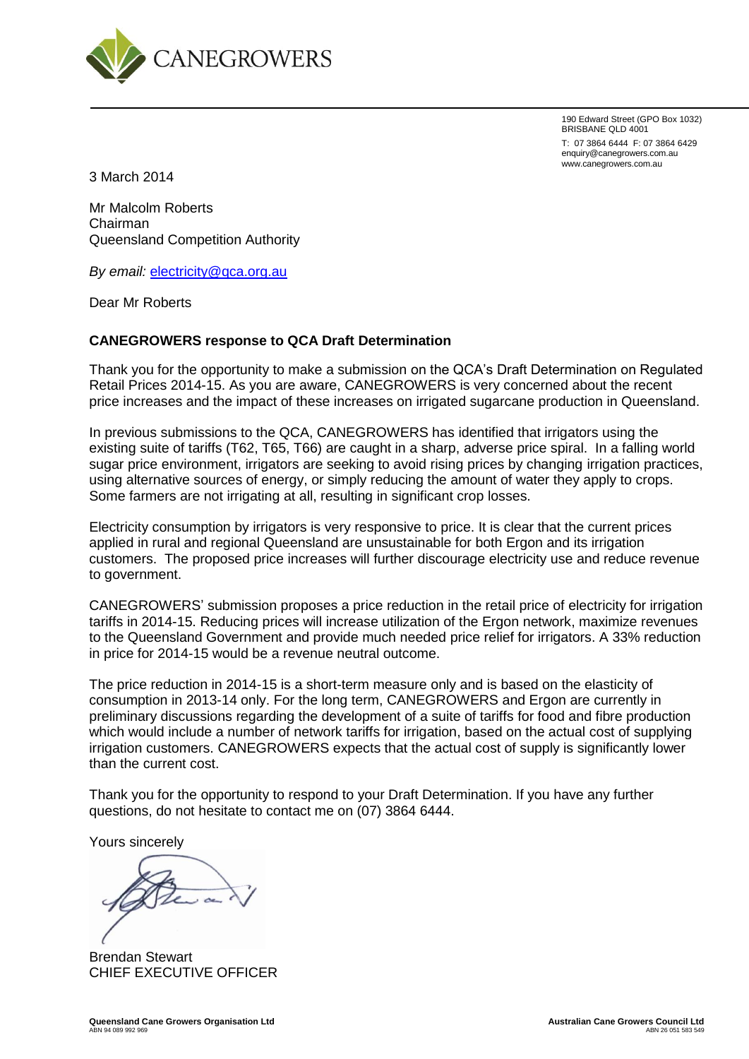CANEGROWERS

190 Edward Street (GPO Box 1032)
BRISBANE QLD 4001
T: 07 3864 6444 F: 07 3864 6429
enquiry@canegrowers.com.au
www.canegrowers.com.au

3 March 2014

Mr Malcolm Roberts
Chairman
Queensland Competition Authority

*By email:* electricity@qca.org.au

Dear Mr Roberts

**CANEGROWERS response to QCA Draft Determination**

Thank you for the opportunity to make a submission on the QCA's Draft Determination on Regulated Retail Prices 2014-15. As you are aware, CANEGROWERS is very concerned about the recent price increases and the impact of these increases on irrigated sugarcane production in Queensland.

In previous submissions to the QCA, CANEGROWERS has identified that irrigators using the existing suite of tariffs (T62, T65, T66) are caught in a sharp, adverse price spiral. In a falling world sugar price environment, irrigators are seeking to avoid rising prices by changing irrigation practices, using alternative sources of energy, or simply reducing the amount of water they apply to crops. Some farmers are not irrigating at all, resulting in significant crop losses.

Electricity consumption by irrigators is very responsive to price. It is clear that the current prices applied in rural and regional Queensland are unsustainable for both Ergon and its irrigation customers. The proposed price increases will further discourage electricity use and reduce revenue to government.

CANEGROWERS' submission proposes a price reduction in the retail price of electricity for irrigation tariffs in 2014-15. Reducing prices will increase utilization of the Ergon network, maximize revenues to the Queensland Government and provide much needed price relief for irrigators. A 33% reduction in price for 2014-15 would be a revenue neutral outcome.

The price reduction in 2014-15 is a short-term measure only and is based on the elasticity of consumption in 2013-14 only. For the long term, CANEGROWERS and Ergon are currently in preliminary discussions regarding the development of a suite of tariffs for food and fibre production which would include a number of network tariffs for irrigation, based on the actual cost of supplying irrigation customers. CANEGROWERS expects that the actual cost of supply is significantly lower than the current cost.

Thank you for the opportunity to respond to your Draft Determination. If you have any further questions, do not hesitate to contact me on (07) 3864 6444.

Yours sincerely

Brendan Stewart
CHIEF EXECUTIVE OFFICER

**Queensland Cane Growers Organisation Ltd**
ABN 94 089 992 969

**Australian Cane Growers Council Ltd**
ABN 26 051 583 549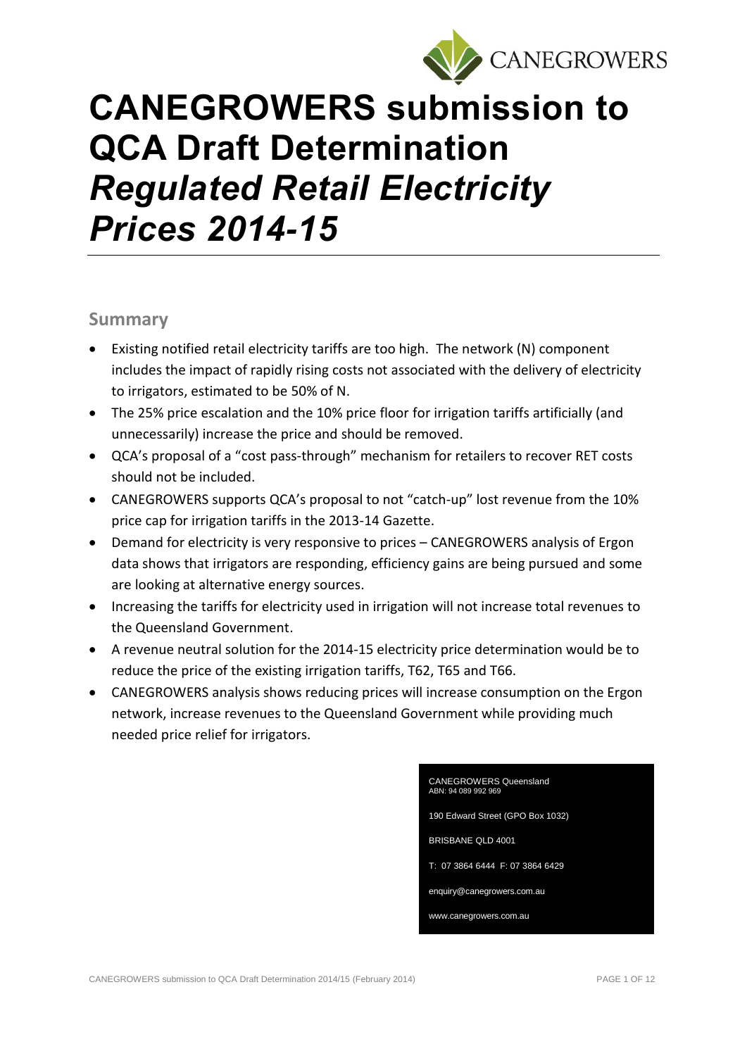# CANEGROWERS submission to QCA Draft Determination *Regulated Retail Electricity Prices 2014-15*

## Summary

- Existing notified retail electricity tariffs are too high. The network (N) component includes the impact of rapidly rising costs not associated with the delivery of electricity to irrigators, estimated to be 50% of N.
- The 25% price escalation and the 10% price floor for irrigation tariffs artificially (and unnecessarily) increase the price and should be removed.
- QCA's proposal of a "cost pass-through" mechanism for retailers to recover RET costs should not be included.
- CANEGROWERS supports QCA's proposal to not "catch-up" lost revenue from the 10% price cap for irrigation tariffs in the 2013-14 Gazette.
- Demand for electricity is very responsive to prices – CANEGROWERS analysis of Ergon data shows that irrigators are responding, efficiency gains are being pursued and some are looking at alternative energy sources.
- Increasing the tariffs for electricity used in irrigation will not increase total revenues to the Queensland Government.
- A revenue neutral solution for the 2014-15 electricity price determination would be to reduce the price of the existing irrigation tariffs, T62, T65 and T66.
- CANEGROWERS analysis shows reducing prices will increase consumption on the Ergon network, increase revenues to the Queensland Government while providing much needed price relief for irrigators.

CANEGROWERS Queensland
ABN: 94 089 992 969

190 Edward Street (GPO Box 1032)

BRISBANE QLD 4001

T: 07 3864 6444 F: 07 3864 6429

enquiry@canegrowers.com.au

www.canegrowers.com.au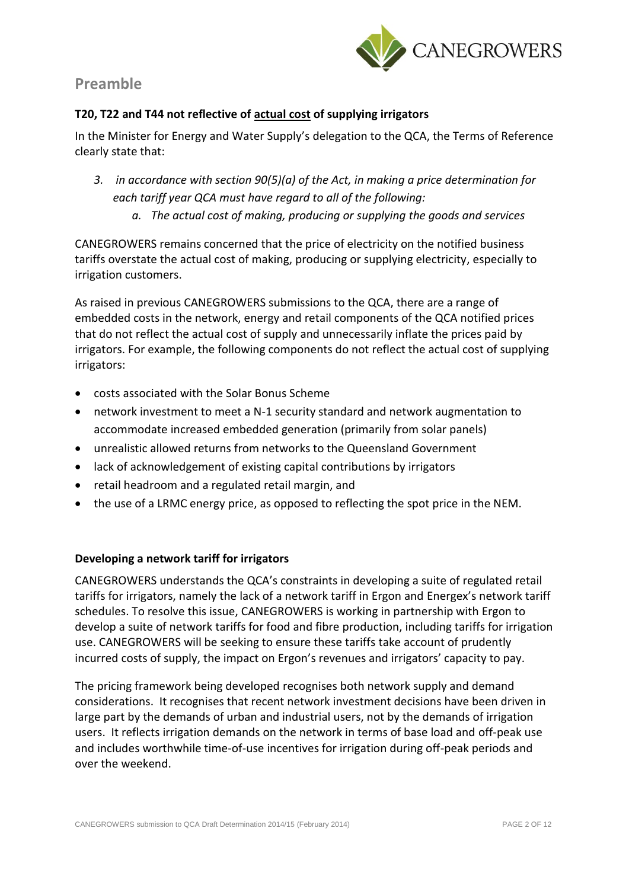# Preamble

**T20, T22 and T44 not reflective of <u>actual cost</u> of supplying irrigators**

In the Minister for Energy and Water Supply's delegation to the QCA, the Terms of Reference clearly state that:

3. *in accordance with section 90(5)(a) of the Act, in making a price determination for each tariff year QCA must have regard to all of the following:*
    a. *The actual cost of making, producing or supplying the goods and services*

CANEGROWERS remains concerned that the price of electricity on the notified business tariffs overstate the actual cost of making, producing or supplying electricity, especially to irrigation customers.

As raised in previous CANEGROWERS submissions to the QCA, there are a range of embedded costs in the network, energy and retail components of the QCA notified prices that do not reflect the actual cost of supply and unnecessarily inflate the prices paid by irrigators. For example, the following components do not reflect the actual cost of supplying irrigators:

- costs associated with the Solar Bonus Scheme
- network investment to meet a N-1 security standard and network augmentation to accommodate increased embedded generation (primarily from solar panels)
- unrealistic allowed returns from networks to the Queensland Government
- lack of acknowledgement of existing capital contributions by irrigators
- retail headroom and a regulated retail margin, and
- the use of a LRMC energy price, as opposed to reflecting the spot price in the NEM.

**Developing a network tariff for irrigators**

CANEGROWERS understands the QCA's constraints in developing a suite of regulated retail tariffs for irrigators, namely the lack of a network tariff in Ergon and Energex's network tariff schedules. To resolve this issue, CANEGROWERS is working in partnership with Ergon to develop a suite of network tariffs for food and fibre production, including tariffs for irrigation use. CANEGROWERS will be seeking to ensure these tariffs take account of prudently incurred costs of supply, the impact on Ergon's revenues and irrigators' capacity to pay.

The pricing framework being developed recognises both network supply and demand considerations. It recognises that recent network investment decisions have been driven in large part by the demands of urban and industrial users, not by the demands of irrigation users. It reflects irrigation demands on the network in terms of base load and off-peak use and includes worthwhile time-of-use incentives for irrigation during off-peak periods and over the weekend.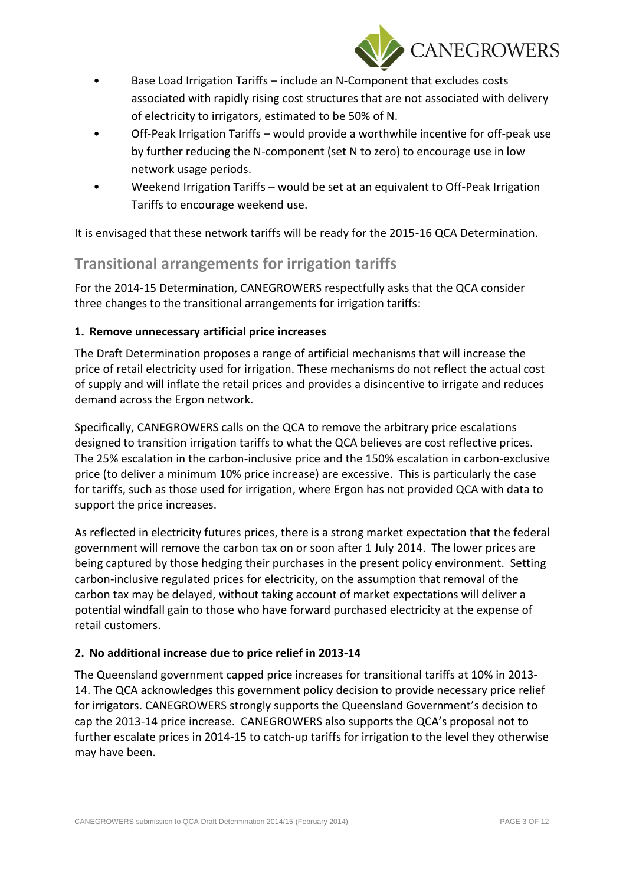- Base Load Irrigation Tariffs – include an N-Component that excludes costs associated with rapidly rising cost structures that are not associated with delivery of electricity to irrigators, estimated to be 50% of N.
- Off-Peak Irrigation Tariffs – would provide a worthwhile incentive for off-peak use by further reducing the N-component (set N to zero) to encourage use in low network usage periods.
- Weekend Irrigation Tariffs – would be set at an equivalent to Off-Peak Irrigation Tariffs to encourage weekend use.

It is envisaged that these network tariffs will be ready for the 2015-16 QCA Determination.

## Transitional arrangements for irrigation tariffs

For the 2014-15 Determination, CANEGROWERS respectfully asks that the QCA consider three changes to the transitional arrangements for irrigation tariffs:

### 1. Remove unnecessary artificial price increases

The Draft Determination proposes a range of artificial mechanisms that will increase the price of retail electricity used for irrigation. These mechanisms do not reflect the actual cost of supply and will inflate the retail prices and provides a disincentive to irrigate and reduces demand across the Ergon network.

Specifically, CANEGROWERS calls on the QCA to remove the arbitrary price escalations designed to transition irrigation tariffs to what the QCA believes are cost reflective prices. The 25% escalation in the carbon-inclusive price and the 150% escalation in carbon-exclusive price (to deliver a minimum 10% price increase) are excessive. This is particularly the case for tariffs, such as those used for irrigation, where Ergon has not provided QCA with data to support the price increases.

As reflected in electricity futures prices, there is a strong market expectation that the federal government will remove the carbon tax on or soon after 1 July 2014. The lower prices are being captured by those hedging their purchases in the present policy environment. Setting carbon-inclusive regulated prices for electricity, on the assumption that removal of the carbon tax may be delayed, without taking account of market expectations will deliver a potential windfall gain to those who have forward purchased electricity at the expense of retail customers.

### 2. No additional increase due to price relief in 2013-14

The Queensland government capped price increases for transitional tariffs at 10% in 2013-14. The QCA acknowledges this government policy decision to provide necessary price relief for irrigators. CANEGROWERS strongly supports the Queensland Government's decision to cap the 2013-14 price increase. CANEGROWERS also supports the QCA's proposal not to further escalate prices in 2014-15 to catch-up tariffs for irrigation to the level they otherwise may have been.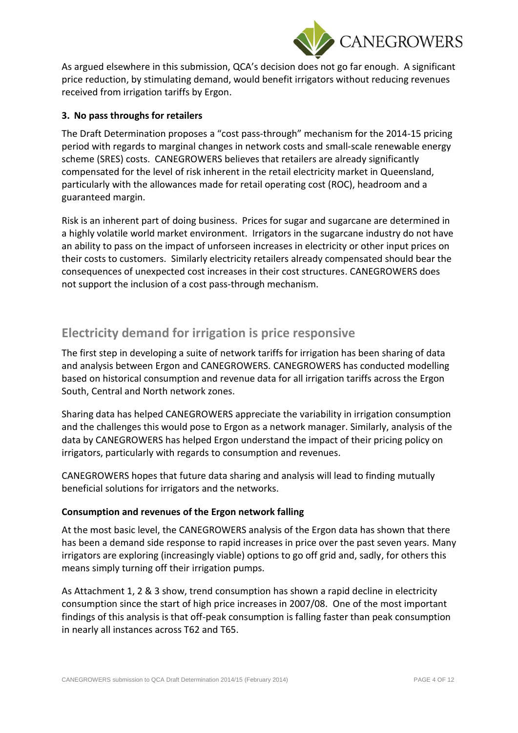As argued elsewhere in this submission, QCA's decision does not go far enough. A significant price reduction, by stimulating demand, would benefit irrigators without reducing revenues received from irrigation tariffs by Ergon.

### 3. No pass throughs for retailers

The Draft Determination proposes a "cost pass-through" mechanism for the 2014-15 pricing period with regards to marginal changes in network costs and small-scale renewable energy scheme (SRES) costs. CANEGROWERS believes that retailers are already significantly compensated for the level of risk inherent in the retail electricity market in Queensland, particularly with the allowances made for retail operating cost (ROC), headroom and a guaranteed margin.

Risk is an inherent part of doing business. Prices for sugar and sugarcane are determined in a highly volatile world market environment. Irrigators in the sugarcane industry do not have an ability to pass on the impact of unforseen increases in electricity or other input prices on their costs to customers. Similarly electricity retailers already compensated should bear the consequences of unexpected cost increases in their cost structures. CANEGROWERS does not support the inclusion of a cost pass-through mechanism.

## Electricity demand for irrigation is price responsive

The first step in developing a suite of network tariffs for irrigation has been sharing of data and analysis between Ergon and CANEGROWERS. CANEGROWERS has conducted modelling based on historical consumption and revenue data for all irrigation tariffs across the Ergon South, Central and North network zones.

Sharing data has helped CANEGROWERS appreciate the variability in irrigation consumption and the challenges this would pose to Ergon as a network manager. Similarly, analysis of the data by CANEGROWERS has helped Ergon understand the impact of their pricing policy on irrigators, particularly with regards to consumption and revenues.

CANEGROWERS hopes that future data sharing and analysis will lead to finding mutually beneficial solutions for irrigators and the networks.

### Consumption and revenues of the Ergon network falling

At the most basic level, the CANEGROWERS analysis of the Ergon data has shown that there has been a demand side response to rapid increases in price over the past seven years. Many irrigators are exploring (increasingly viable) options to go off grid and, sadly, for others this means simply turning off their irrigation pumps.

As Attachment 1, 2 & 3 show, trend consumption has shown a rapid decline in electricity consumption since the start of high price increases in 2007/08. One of the most important findings of this analysis is that off-peak consumption is falling faster than peak consumption in nearly all instances across T62 and T65.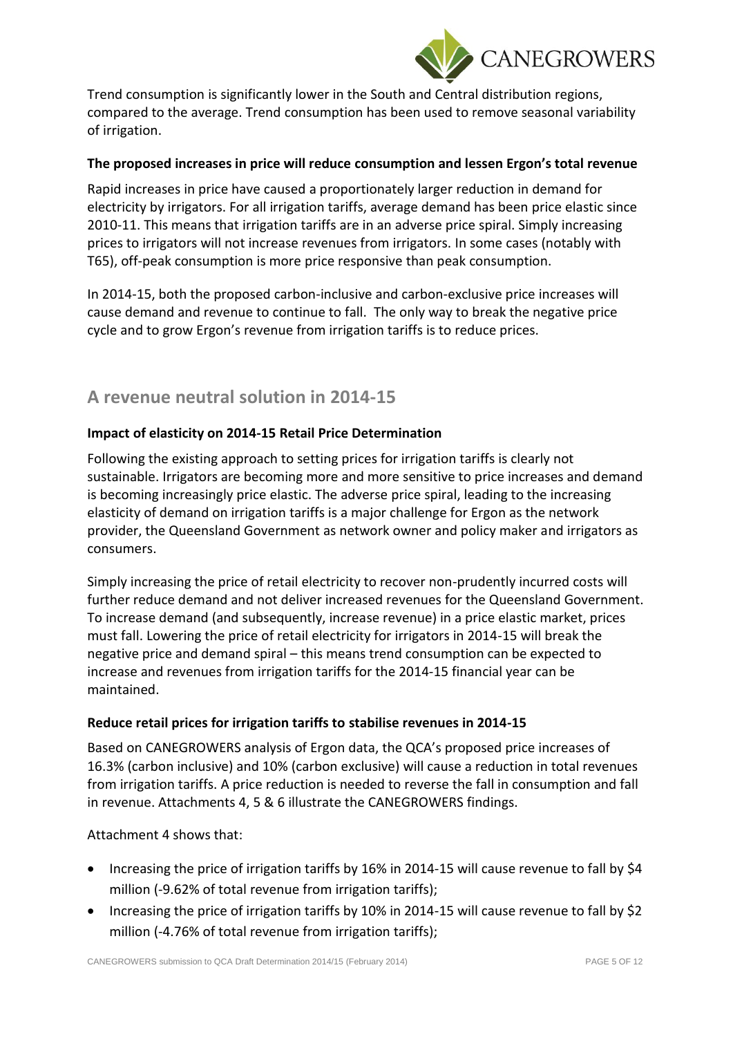Trend consumption is significantly lower in the South and Central distribution regions, compared to the average. Trend consumption has been used to remove seasonal variability of irrigation.

**The proposed increases in price will reduce consumption and lessen Ergon's total revenue**

Rapid increases in price have caused a proportionately larger reduction in demand for electricity by irrigators. For all irrigation tariffs, average demand has been price elastic since 2010-11. This means that irrigation tariffs are in an adverse price spiral. Simply increasing prices to irrigators will not increase revenues from irrigators. In some cases (notably with T65), off-peak consumption is more price responsive than peak consumption.

In 2014-15, both the proposed carbon-inclusive and carbon-exclusive price increases will cause demand and revenue to continue to fall. The only way to break the negative price cycle and to grow Ergon's revenue from irrigation tariffs is to reduce prices.

## A revenue neutral solution in 2014-15

**Impact of elasticity on 2014-15 Retail Price Determination**

Following the existing approach to setting prices for irrigation tariffs is clearly not sustainable. Irrigators are becoming more and more sensitive to price increases and demand is becoming increasingly price elastic. The adverse price spiral, leading to the increasing elasticity of demand on irrigation tariffs is a major challenge for Ergon as the network provider, the Queensland Government as network owner and policy maker and irrigators as consumers.

Simply increasing the price of retail electricity to recover non-prudently incurred costs will further reduce demand and not deliver increased revenues for the Queensland Government. To increase demand (and subsequently, increase revenue) in a price elastic market, prices must fall. Lowering the price of retail electricity for irrigators in 2014-15 will break the negative price and demand spiral – this means trend consumption can be expected to increase and revenues from irrigation tariffs for the 2014-15 financial year can be maintained.

**Reduce retail prices for irrigation tariffs to stabilise revenues in 2014-15**

Based on CANEGROWERS analysis of Ergon data, the QCA's proposed price increases of 16.3% (carbon inclusive) and 10% (carbon exclusive) will cause a reduction in total revenues from irrigation tariffs. A price reduction is needed to reverse the fall in consumption and fall in revenue. Attachments 4, 5 & 6 illustrate the CANEGROWERS findings.

Attachment 4 shows that:

- Increasing the price of irrigation tariffs by 16% in 2014-15 will cause revenue to fall by $4 million (-9.62% of total revenue from irrigation tariffs);
- Increasing the price of irrigation tariffs by 10% in 2014-15 will cause revenue to fall by $2 million (-4.76% of total revenue from irrigation tariffs);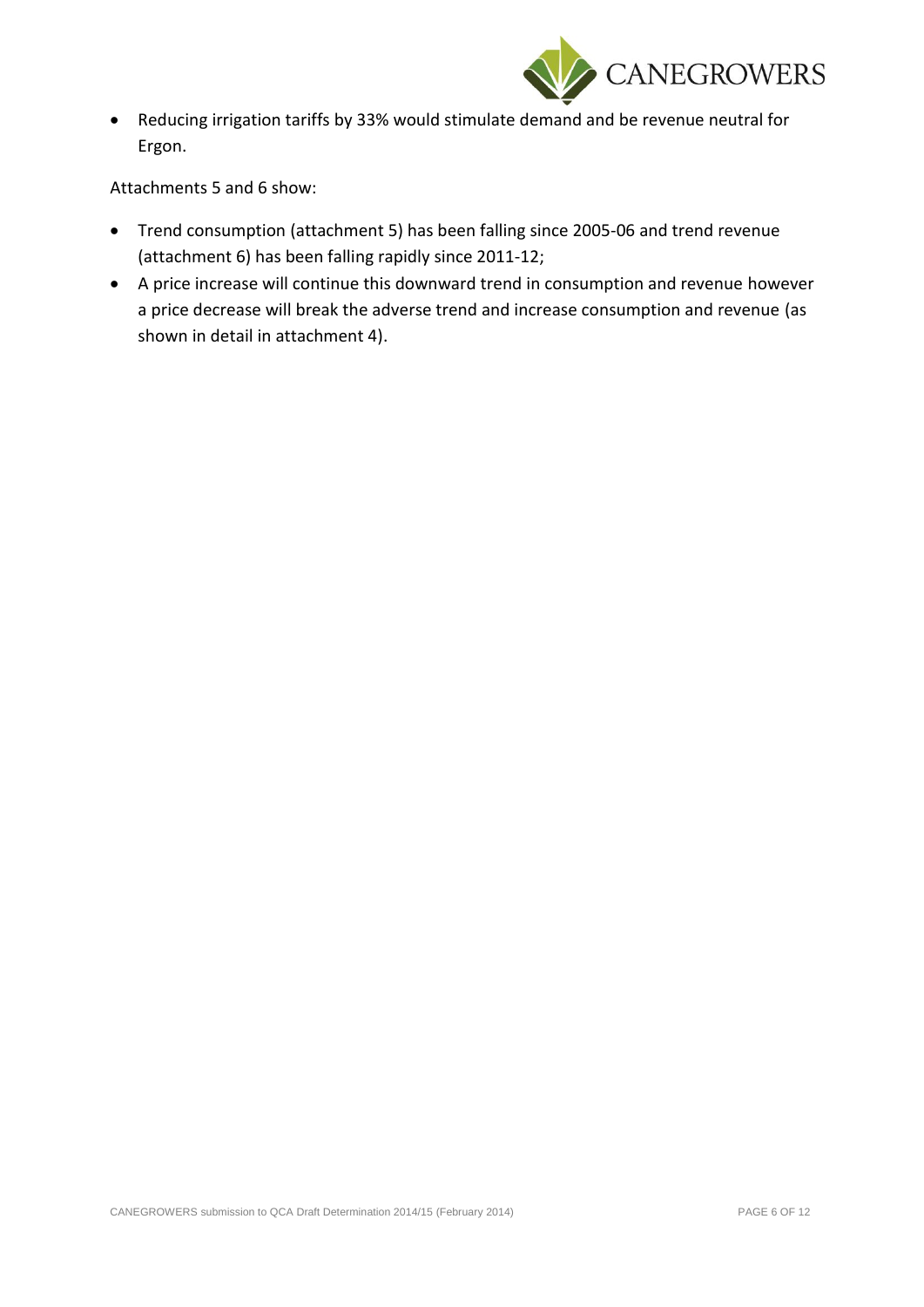- Reducing irrigation tariffs by 33% would stimulate demand and be revenue neutral for Ergon.

Attachments 5 and 6 show:

- Trend consumption (attachment 5) has been falling since 2005-06 and trend revenue (attachment 6) has been falling rapidly since 2011-12;
- A price increase will continue this downward trend in consumption and revenue however a price decrease will break the adverse trend and increase consumption and revenue (as shown in detail in attachment 4).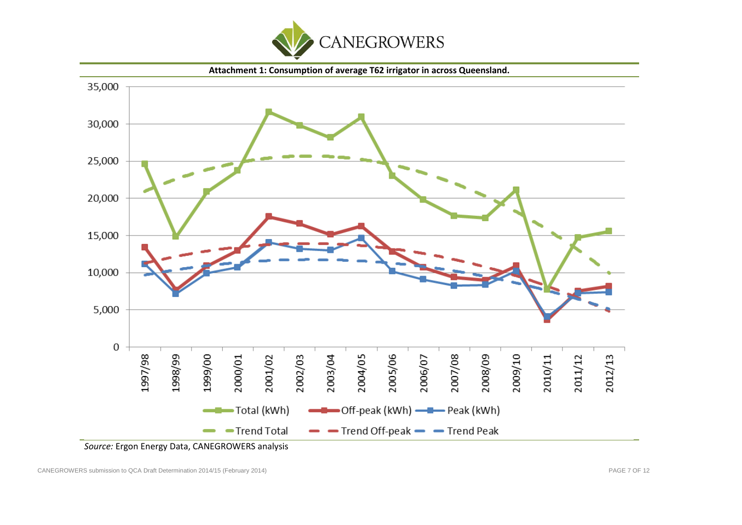**Attachment 1: Consumption of average T62 irrigator in across Queensland.**

*Source:* Ergon Energy Data, CANEGROWERS analysis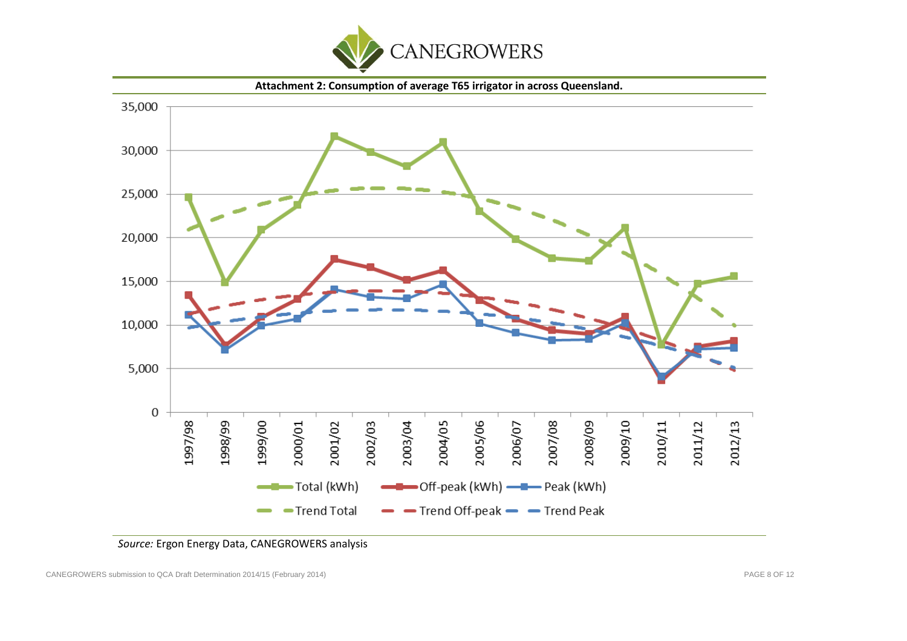**Attachment 2: Consumption of average T65 irrigator in across Queensland.**

*Source:* Ergon Energy Data, CANEGROWERS analysis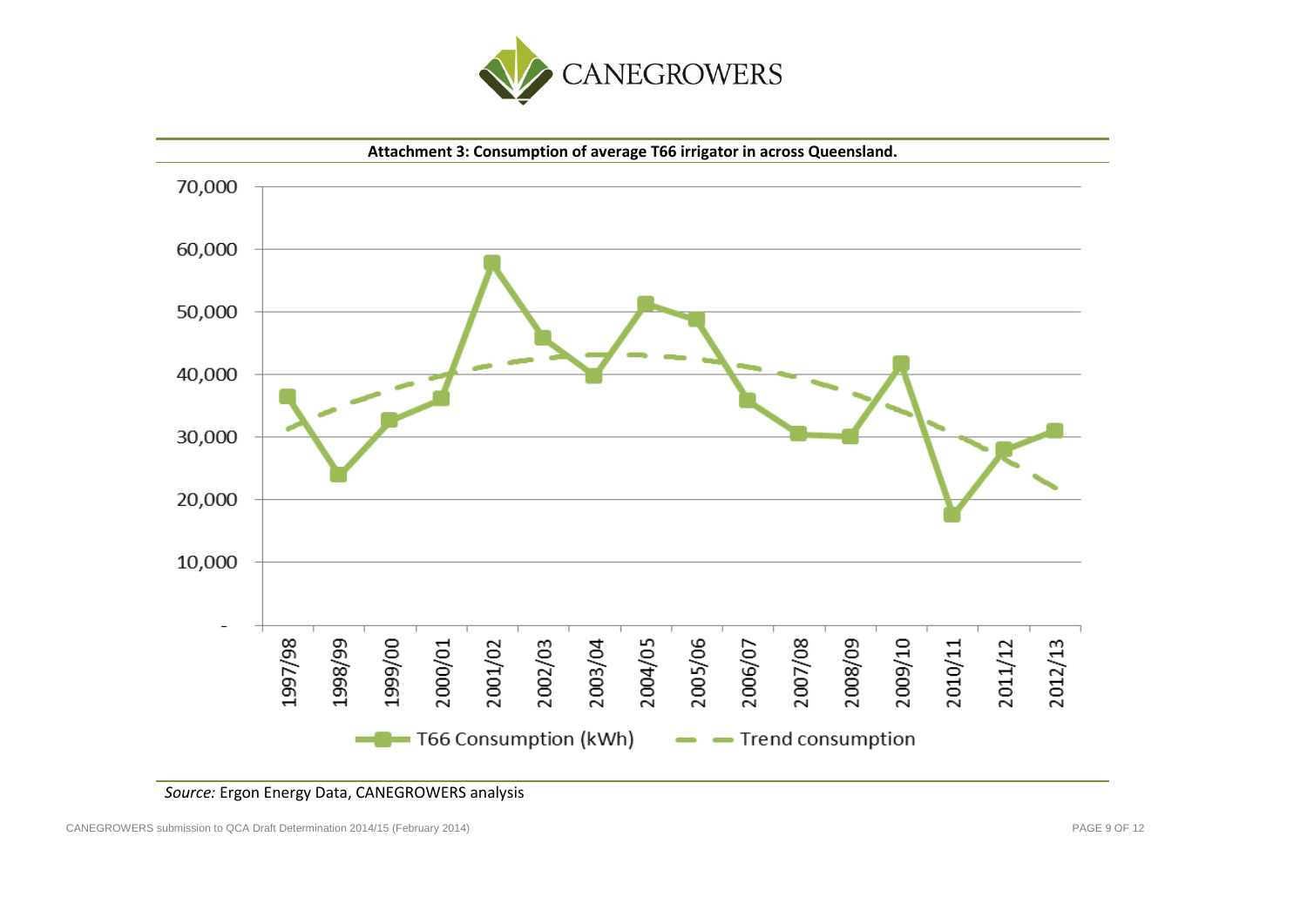**Attachment 3: Consumption of average T66 irrigator in across Queensland.**

*Source:* Ergon Energy Data, CANEGROWERS analysis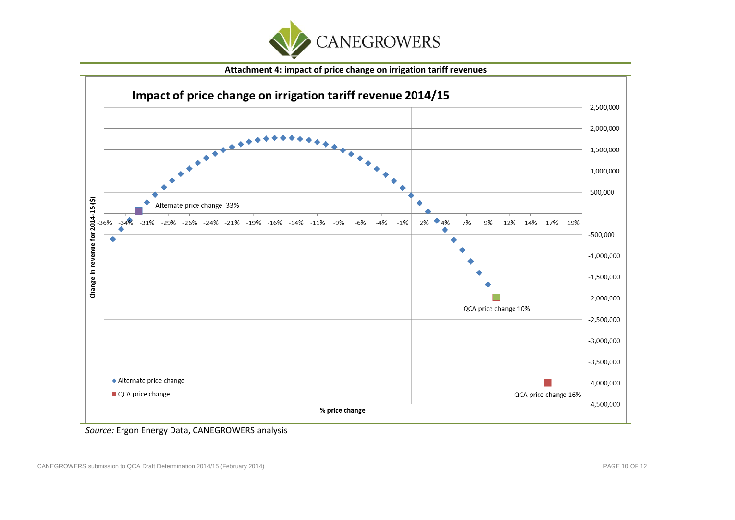**Attachment 4: impact of price change on irrigation tariff revenues**

**Impact of price change on irrigation tariff revenue 2014/15**

Change in revenue for 2014-15 ($)

2,500,000
2,000,000
1,500,000
1,000,000
500,000
-
-500,000
-1,000,000
-1,500,000
-2,000,000
-2,500,000
-3,000,000
-3,500,000
-4,000,000
-4,500,000

-36% -34% -31% -29% -26% -24% -21% -19% -16% -14% -11% -9% -6% -4% -1% 2% 4% 7% 9% 12% 14% 17% 19%

% price change

Alternate price change -33%

QCA price change 10%

QCA price change 16%

◆ Alternate price change

■ QCA price change

*Source:* Ergon Energy Data, CANEGROWERS analysis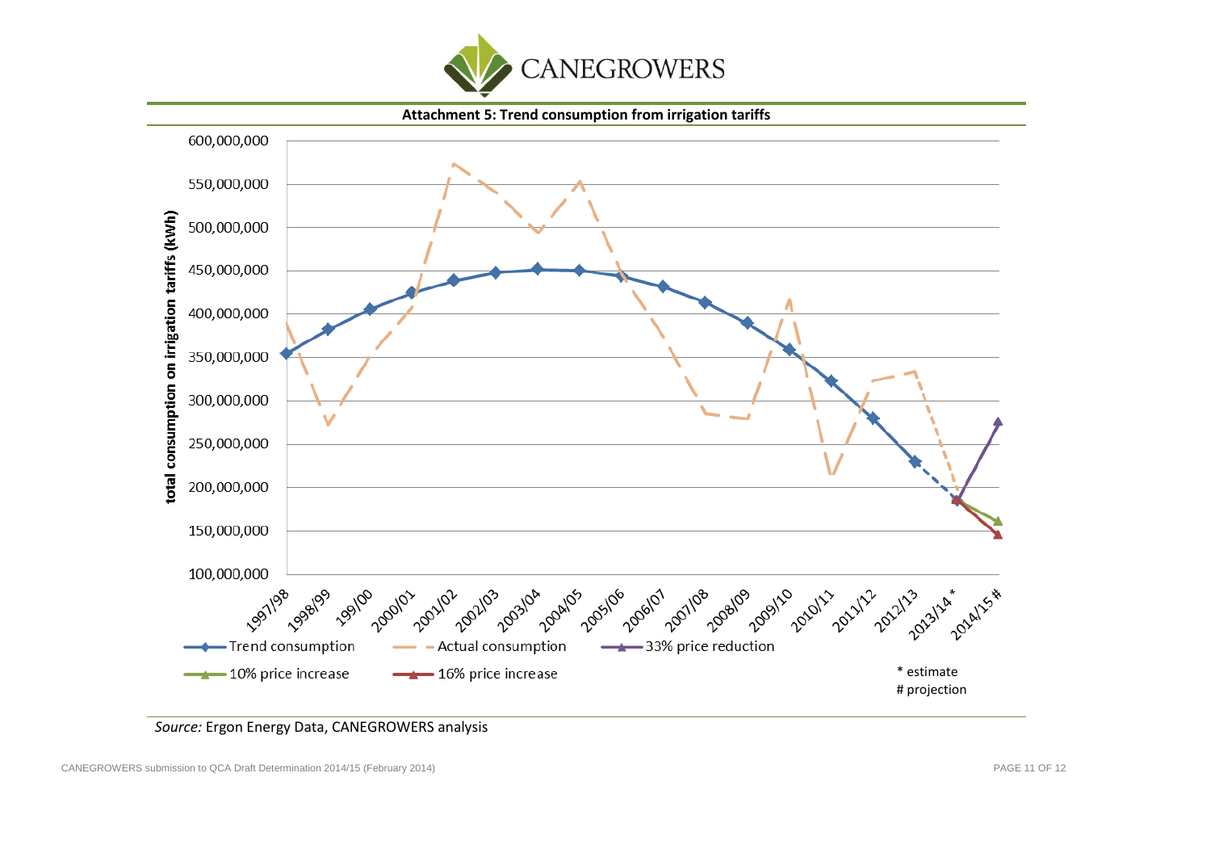**Attachment 5: Trend consumption from irrigation tariffs**

*Source:* Ergon Energy Data, CANEGROWERS analysis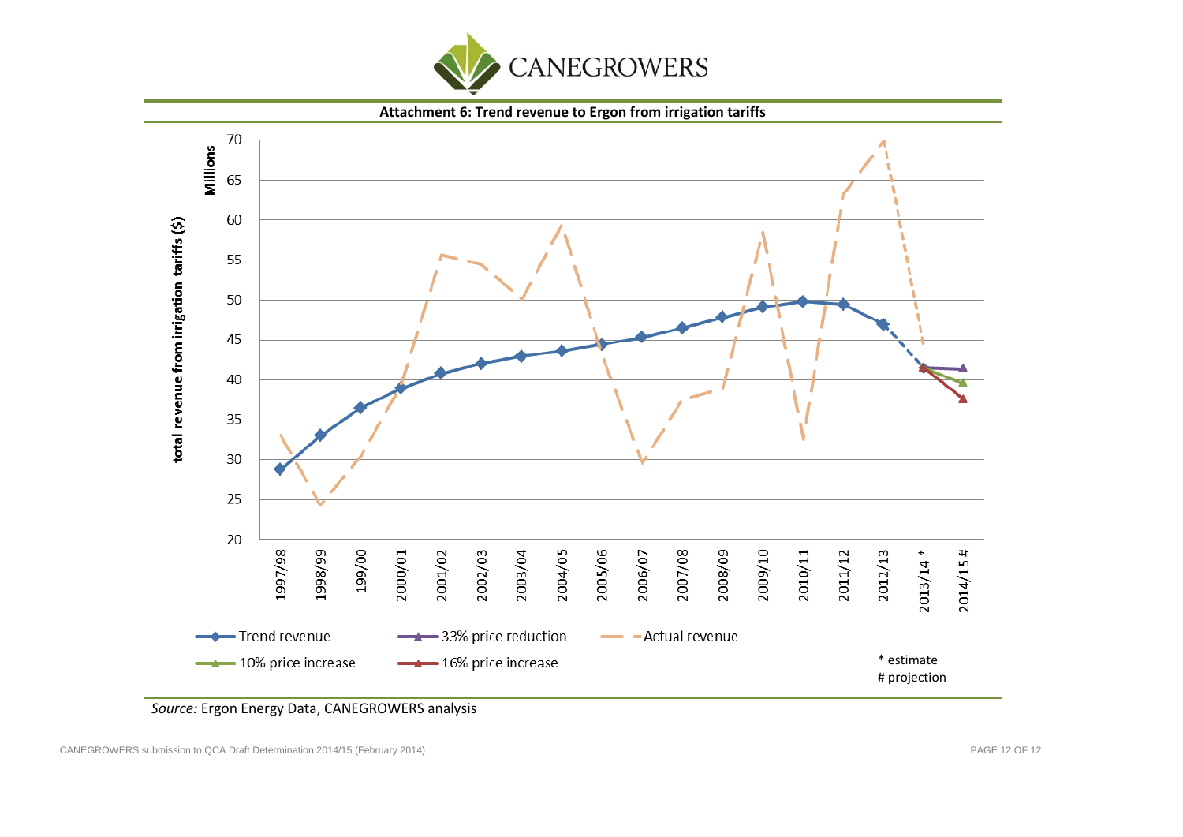**Attachment 6: Trend revenue to Ergon from irrigation tariffs**

Millions

total revenue from irrigation tariffs ($)

70
65
60
55
50
45
40
35
30
25
20

1997/98
1998/99
199/00
2000/01
2001/02
2002/03
2003/04
2004/05
2005/06
2006/07
2007/08
2008/09
2009/10
2010/11
2011/12
2012/13
2013/14 *
2014/15 #

Trend revenue
33% price reduction
Actual revenue
10% price increase
16% price increase

\* estimate
\# projection

*Source:* Ergon Energy Data, CANEGROWERS analysis